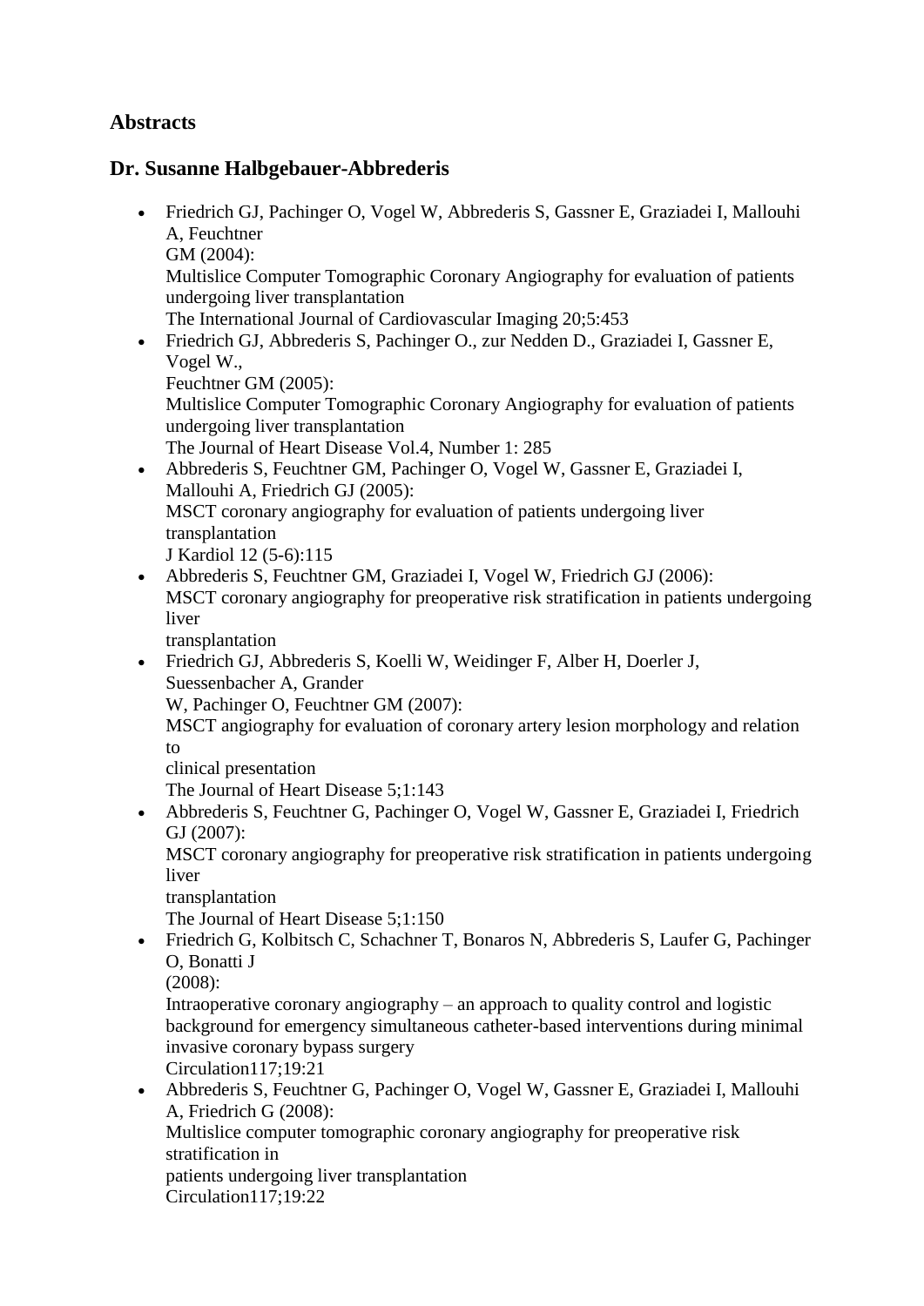## Abstracts

## Dr. Susanne Halbgebauer-Abbrederis

- Friedrich GJ, Pachinger O, Vogel W, Abbrederis S, Gassner E, Graziadei I, Mallouhi A, Feuchtner GM (2004):
  Multislice Computer Tomographic Coronary Angiography for evaluation of patients undergoing liver transplantation
  The International Journal of Cardiovascular Imaging 20;5:453
- Friedrich GJ, Abbrederis S, Pachinger O., zur Nedden D., Graziadei I, Gassner E, Vogel W., Feuchtner GM (2005):
  Multislice Computer Tomographic Coronary Angiography for evaluation of patients undergoing liver transplantation
  The Journal of Heart Disease Vol.4, Number 1: 285
- Abbrederis S, Feuchtner GM, Pachinger O, Vogel W, Gassner E, Graziadei I, Mallouhi A, Friedrich GJ (2005):
  MSCT coronary angiography for evaluation of patients undergoing liver transplantation
  J Kardiol 12 (5-6):115
- Abbrederis S, Feuchtner GM, Graziadei I, Vogel W, Friedrich GJ (2006):
  MSCT coronary angiography for preoperative risk stratification in patients undergoing liver transplantation
- Friedrich GJ, Abbrederis S, Koelli W, Weidinger F, Alber H, Doerler J, Suessenbacher A, Grander W, Pachinger O, Feuchtner GM (2007):
  MSCT angiography for evaluation of coronary artery lesion morphology and relation to clinical presentation
  The Journal of Heart Disease 5;1:143
- Abbrederis S, Feuchtner G, Pachinger O, Vogel W, Gassner E, Graziadei I, Friedrich GJ (2007):
  MSCT coronary angiography for preoperative risk stratification in patients undergoing liver transplantation
  The Journal of Heart Disease 5;1:150
- Friedrich G, Kolbitsch C, Schachner T, Bonaros N, Abbrederis S, Laufer G, Pachinger O, Bonatti J (2008):
  Intraoperative coronary angiography – an approach to quality control and logistic background for emergency simultaneous catheter-based interventions during minimal invasive coronary bypass surgery
  Circulation117;19:21
- Abbrederis S, Feuchtner G, Pachinger O, Vogel W, Gassner E, Graziadei I, Mallouhi A, Friedrich G (2008):
  Multislice computer tomographic coronary angiography for preoperative risk stratification in patients undergoing liver transplantation
  Circulation117;19:22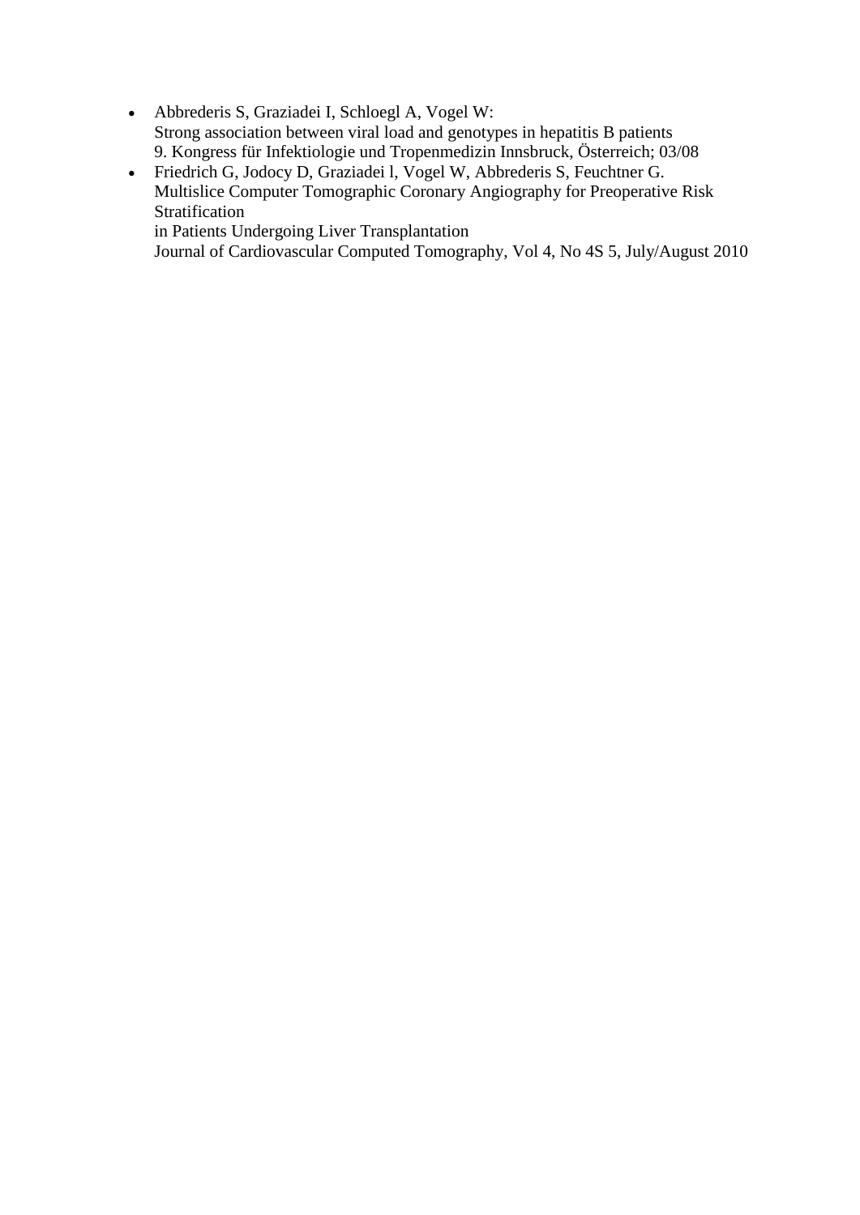- Abbrederis S, Graziadei I, Schloegl A, Vogel W:
  Strong association between viral load and genotypes in hepatitis B patients
  9. Kongress für Infektiologie und Tropenmedizin Innsbruck, Österreich; 03/08
- Friedrich G, Jodocy D, Graziadei l, Vogel W, Abbrederis S, Feuchtner G.
  Multislice Computer Tomographic Coronary Angiography for Preoperative Risk Stratification
  in Patients Undergoing Liver Transplantation
  Journal of Cardiovascular Computed Tomography, Vol 4, No 4S 5, July/August 2010